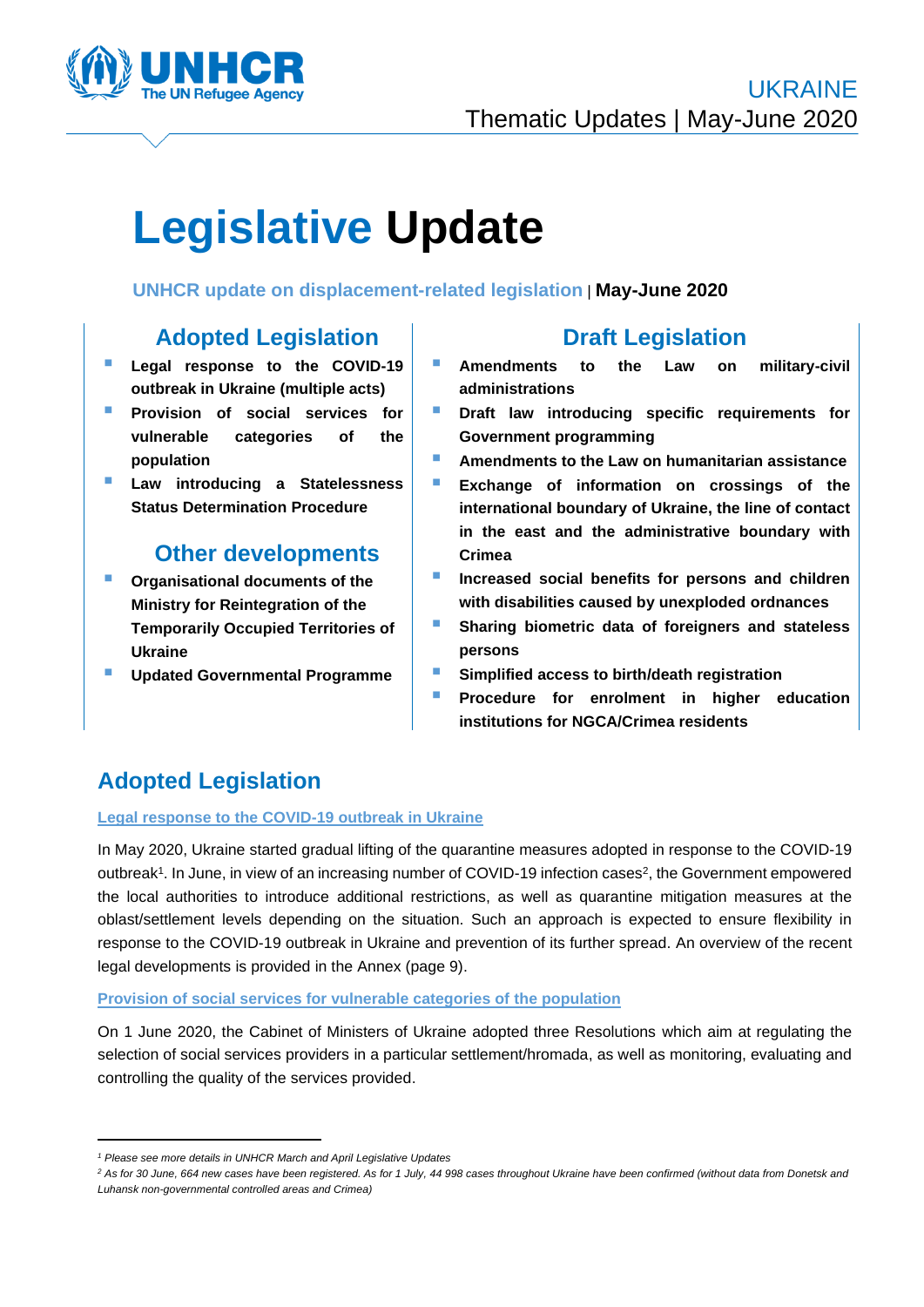UKRAINE
Thematic Updates | May-June 2020

# Legislative Update

**UNHCR update on displacement-related legislation | May-June 2020**

## Adopted Legislation

- **Legal response to the COVID-19 outbreak in Ukraine (multiple acts)**
- **Provision of social services for vulnerable categories of the population**
- **Law introducing a Statelessness Status Determination Procedure**

## Other developments

- **Organisational documents of the Ministry for Reintegration of the Temporarily Occupied Territories of Ukraine**
- **Updated Governmental Programme**

## Draft Legislation

- **Amendments to the Law on military-civil administrations**
- **Draft law introducing specific requirements for Government programming**
- **Amendments to the Law on humanitarian assistance**
- **Exchange of information on crossings of the international boundary of Ukraine, the line of contact in the east and the administrative boundary with Crimea**
- **Increased social benefits for persons and children with disabilities caused by unexploded ordnances**
- **Sharing biometric data of foreigners and stateless persons**
- **Simplified access to birth/death registration**
- **Procedure for enrolment in higher education institutions for NGCA/Crimea residents**

## Adopted Legislation

### Legal response to the COVID-19 outbreak in Ukraine

In May 2020, Ukraine started gradual lifting of the quarantine measures adopted in response to the COVID-19 outbreak[1]. In June, in view of an increasing number of COVID-19 infection cases[2], the Government empowered the local authorities to introduce additional restrictions, as well as quarantine mitigation measures at the oblast/settlement levels depending on the situation. Such an approach is expected to ensure flexibility in response to the COVID-19 outbreak in Ukraine and prevention of its further spread. An overview of the recent legal developments is provided in the Annex (page 9).

### Provision of social services for vulnerable categories of the population

On 1 June 2020, the Cabinet of Ministers of Ukraine adopted three Resolutions which aim at regulating the selection of social services providers in a particular settlement/hromada, as well as monitoring, evaluating and controlling the quality of the services provided.

---

*[1] Please see more details in UNHCR March and April Legislative Updates*

*[2] As for 30 June, 664 new cases have been registered. As for 1 July, 44 998 cases throughout Ukraine have been confirmed (without data from Donetsk and Luhansk non-governmental controlled areas and Crimea)*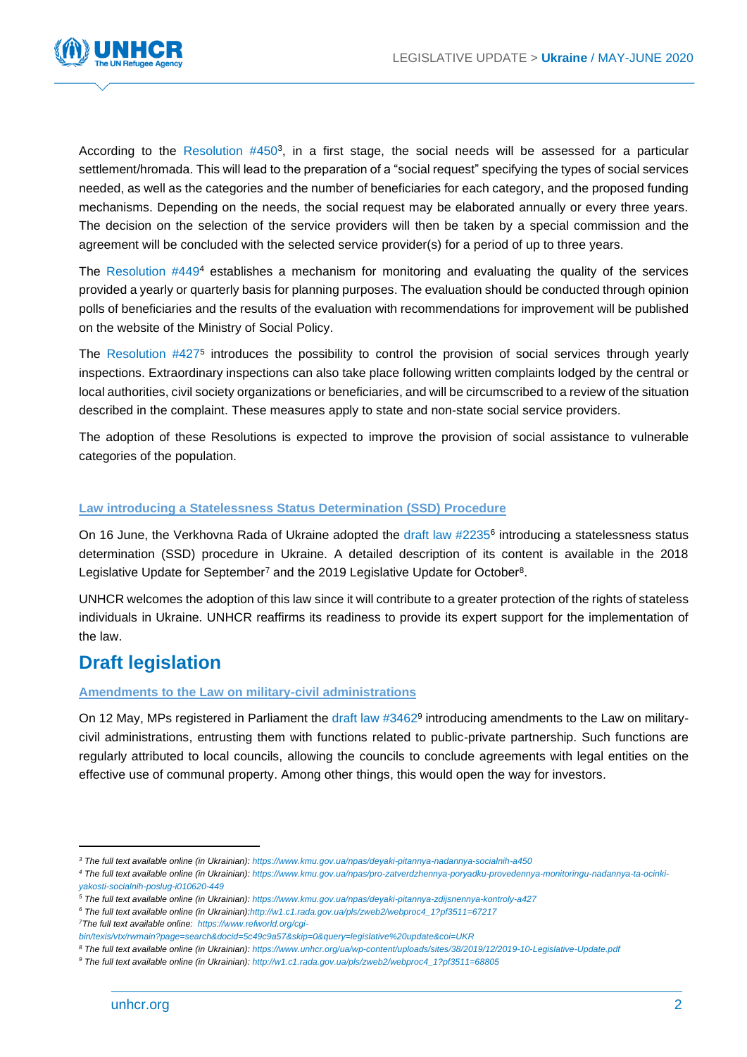According to the Resolution #450[3], in a first stage, the social needs will be assessed for a particular settlement/hromada. This will lead to the preparation of a "social request" specifying the types of social services needed, as well as the categories and the number of beneficiaries for each category, and the proposed funding mechanisms. Depending on the needs, the social request may be elaborated annually or every three years. The decision on the selection of the service providers will then be taken by a special commission and the agreement will be concluded with the selected service provider(s) for a period of up to three years.

The Resolution #449[4] establishes a mechanism for monitoring and evaluating the quality of the services provided a yearly or quarterly basis for planning purposes. The evaluation should be conducted through opinion polls of beneficiaries and the results of the evaluation with recommendations for improvement will be published on the website of the Ministry of Social Policy.

The Resolution #427[5] introduces the possibility to control the provision of social services through yearly inspections. Extraordinary inspections can also take place following written complaints lodged by the central or local authorities, civil society organizations or beneficiaries, and will be circumscribed to a review of the situation described in the complaint. These measures apply to state and non-state social service providers.

The adoption of these Resolutions is expected to improve the provision of social assistance to vulnerable categories of the population.

### Law introducing a Statelessness Status Determination (SSD) Procedure

On 16 June, the Verkhovna Rada of Ukraine adopted the draft law #2235[6] introducing a statelessness status determination (SSD) procedure in Ukraine. A detailed description of its content is available in the 2018 Legislative Update for September[7] and the 2019 Legislative Update for October[8].

UNHCR welcomes the adoption of this law since it will contribute to a greater protection of the rights of stateless individuals in Ukraine. UNHCR reaffirms its readiness to provide its expert support for the implementation of the law.

## Draft legislation

### Amendments to the Law on military-civil administrations

On 12 May, MPs registered in Parliament the draft law #3462[9] introducing amendments to the Law on military-civil administrations, entrusting them with functions related to public-private partnership. Such functions are regularly attributed to local councils, allowing the councils to conclude agreements with legal entities on the effective use of communal property. Among other things, this would open the way for investors.

---

[3] *The full text available online (in Ukrainian): https://www.kmu.gov.ua/npas/deyaki-pitannya-nadannya-socialnih-a450*

[4] *The full text available online (in Ukrainian): https://www.kmu.gov.ua/npas/pro-zatverdzhennya-poryadku-provedennya-monitoringu-nadannya-ta-ocinki-yakosti-socialnih-poslug-i010620-449*

[5] *The full text available online (in Ukrainian): https://www.kmu.gov.ua/npas/deyaki-pitannya-zdijsnennya-kontroly-a427*

[6] *The full text available online (in Ukrainian):http://w1.c1.rada.gov.ua/pls/zweb2/webproc4_1?pf3511=67217*

[7] *The full text available online: https://www.refworld.org/cgi-bin/texis/vtx/rwmain?page=search&docid=5c49c9a57&skip=0&query=legislative%20update&coi=UKR*

[8] *The full text available online (in Ukrainian): https://www.unhcr.org/ua/wp-content/uploads/sites/38/2019/12/2019-10-Legislative-Update.pdf*

[9] *The full text available online (in Ukrainian): http://w1.c1.rada.gov.ua/pls/zweb2/webproc4_1?pf3511=68805*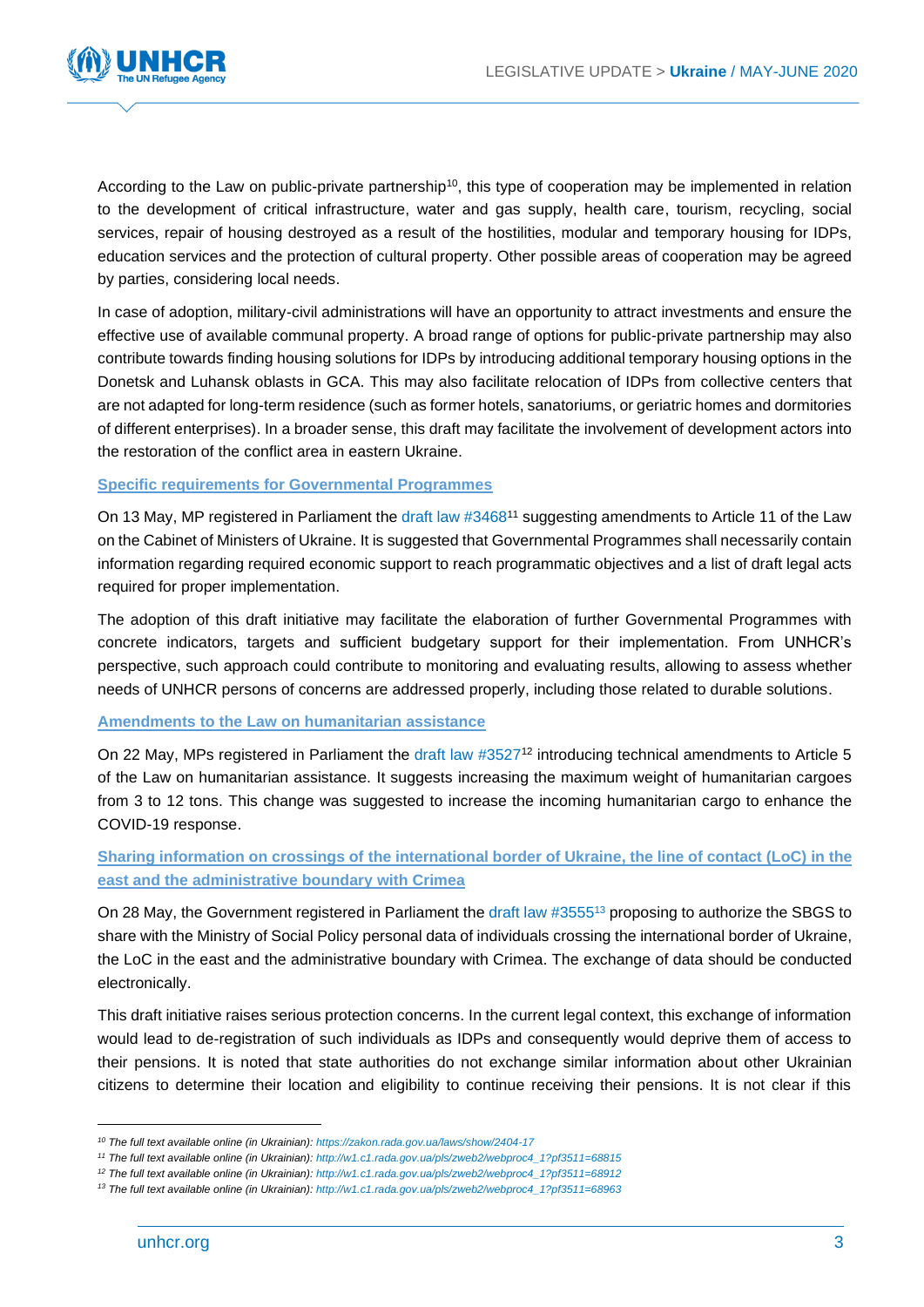According to the Law on public-private partnership[10], this type of cooperation may be implemented in relation to the development of critical infrastructure, water and gas supply, health care, tourism, recycling, social services, repair of housing destroyed as a result of the hostilities, modular and temporary housing for IDPs, education services and the protection of cultural property. Other possible areas of cooperation may be agreed by parties, considering local needs.

In case of adoption, military-civil administrations will have an opportunity to attract investments and ensure the effective use of available communal property. A broad range of options for public-private partnership may also contribute towards finding housing solutions for IDPs by introducing additional temporary housing options in the Donetsk and Luhansk oblasts in GCA. This may also facilitate relocation of IDPs from collective centers that are not adapted for long-term residence (such as former hotels, sanatoriums, or geriatric homes and dormitories of different enterprises). In a broader sense, this draft may facilitate the involvement of development actors into the restoration of the conflict area in eastern Ukraine.

### Specific requirements for Governmental Programmes

On 13 May, MP registered in Parliament the draft law #3468[11] suggesting amendments to Article 11 of the Law on the Cabinet of Ministers of Ukraine. It is suggested that Governmental Programmes shall necessarily contain information regarding required economic support to reach programmatic objectives and a list of draft legal acts required for proper implementation.

The adoption of this draft initiative may facilitate the elaboration of further Governmental Programmes with concrete indicators, targets and sufficient budgetary support for their implementation. From UNHCR's perspective, such approach could contribute to monitoring and evaluating results, allowing to assess whether needs of UNHCR persons of concerns are addressed properly, including those related to durable solutions.

### Amendments to the Law on humanitarian assistance

On 22 May, MPs registered in Parliament the draft law #3527[12] introducing technical amendments to Article 5 of the Law on humanitarian assistance. It suggests increasing the maximum weight of humanitarian cargoes from 3 to 12 tons. This change was suggested to increase the incoming humanitarian cargo to enhance the COVID-19 response.

### Sharing information on crossings of the international border of Ukraine, the line of contact (LoC) in the east and the administrative boundary with Crimea

On 28 May, the Government registered in Parliament the draft law #3555[13] proposing to authorize the SBGS to share with the Ministry of Social Policy personal data of individuals crossing the international border of Ukraine, the LoC in the east and the administrative boundary with Crimea. The exchange of data should be conducted electronically.

This draft initiative raises serious protection concerns. In the current legal context, this exchange of information would lead to de-registration of such individuals as IDPs and consequently would deprive them of access to their pensions. It is noted that state authorities do not exchange similar information about other Ukrainian citizens to determine their location and eligibility to continue receiving their pensions. It is not clear if this

---

*[10] The full text available online (in Ukrainian): https://zakon.rada.gov.ua/laws/show/2404-17*

*[11] The full text available online (in Ukrainian): http://w1.c1.rada.gov.ua/pls/zweb2/webproc4_1?pf3511=68815*

*[12] The full text available online (in Ukrainian): http://w1.c1.rada.gov.ua/pls/zweb2/webproc4_1?pf3511=68912*

*[13] The full text available online (in Ukrainian): http://w1.c1.rada.gov.ua/pls/zweb2/webproc4_1?pf3511=68963*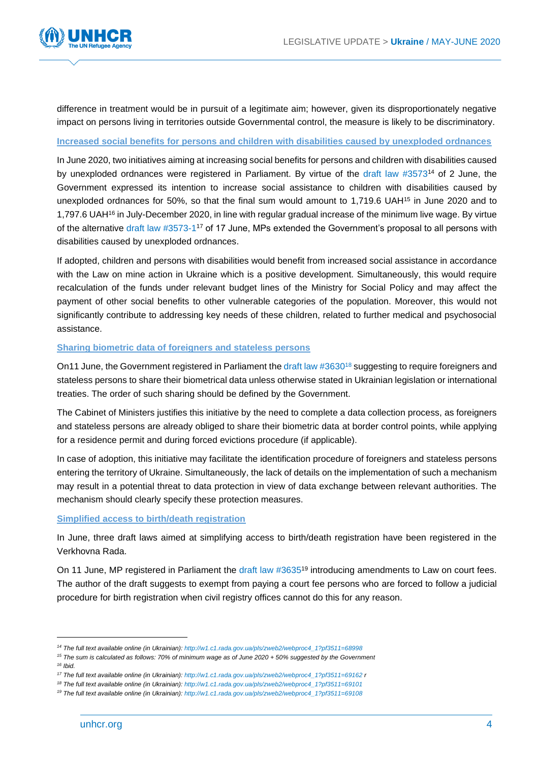difference in treatment would be in pursuit of a legitimate aim; however, given its disproportionately negative impact on persons living in territories outside Governmental control, the measure is likely to be discriminatory.

**Increased social benefits for persons and children with disabilities caused by unexploded ordnances**

In June 2020, two initiatives aiming at increasing social benefits for persons and children with disabilities caused by unexploded ordnances were registered in Parliament. By virtue of the draft law #3573[14] of 2 June, the Government expressed its intention to increase social assistance to children with disabilities caused by unexploded ordnances for 50%, so that the final sum would amount to 1,719.6 UAH[15] in June 2020 and to 1,797.6 UAH[16] in July-December 2020, in line with regular gradual increase of the minimum live wage. By virtue of the alternative draft law #3573-1[17] of 17 June, MPs extended the Government's proposal to all persons with disabilities caused by unexploded ordnances.

If adopted, children and persons with disabilities would benefit from increased social assistance in accordance with the Law on mine action in Ukraine which is a positive development. Simultaneously, this would require recalculation of the funds under relevant budget lines of the Ministry for Social Policy and may affect the payment of other social benefits to other vulnerable categories of the population. Moreover, this would not significantly contribute to addressing key needs of these children, related to further medical and psychosocial assistance.

**Sharing biometric data of foreigners and stateless persons**

On11 June, the Government registered in Parliament the draft law #3630[18] suggesting to require foreigners and stateless persons to share their biometrical data unless otherwise stated in Ukrainian legislation or international treaties. The order of such sharing should be defined by the Government.

The Cabinet of Ministers justifies this initiative by the need to complete a data collection process, as foreigners and stateless persons are already obliged to share their biometric data at border control points, while applying for a residence permit and during forced evictions procedure (if applicable).

In case of adoption, this initiative may facilitate the identification procedure of foreigners and stateless persons entering the territory of Ukraine. Simultaneously, the lack of details on the implementation of such a mechanism may result in a potential threat to data protection in view of data exchange between relevant authorities. The mechanism should clearly specify these protection measures.

**Simplified access to birth/death registration**

In June, three draft laws aimed at simplifying access to birth/death registration have been registered in the Verkhovna Rada.

On 11 June, MP registered in Parliament the draft law #3635[19] introducing amendments to Law on court fees. The author of the draft suggests to exempt from paying a court fee persons who are forced to follow a judicial procedure for birth registration when civil registry offices cannot do this for any reason.

---

*[14] The full text available online (in Ukrainian): http://w1.c1.rada.gov.ua/pls/zweb2/webproc4_1?pf3511=68998*

*[15] The sum is calculated as follows: 70% of minimum wage as of June 2020 + 50% suggested by the Government*

*[16] Ibid.*

*[17] The full text available online (in Ukrainian): http://w1.c1.rada.gov.ua/pls/zweb2/webproc4_1?pf3511=69162 r*

*[18] The full text available online (in Ukrainian): http://w1.c1.rada.gov.ua/pls/zweb2/webproc4_1?pf3511=69101*

*[19] The full text available online (in Ukrainian): http://w1.c1.rada.gov.ua/pls/zweb2/webproc4_1?pf3511=69108*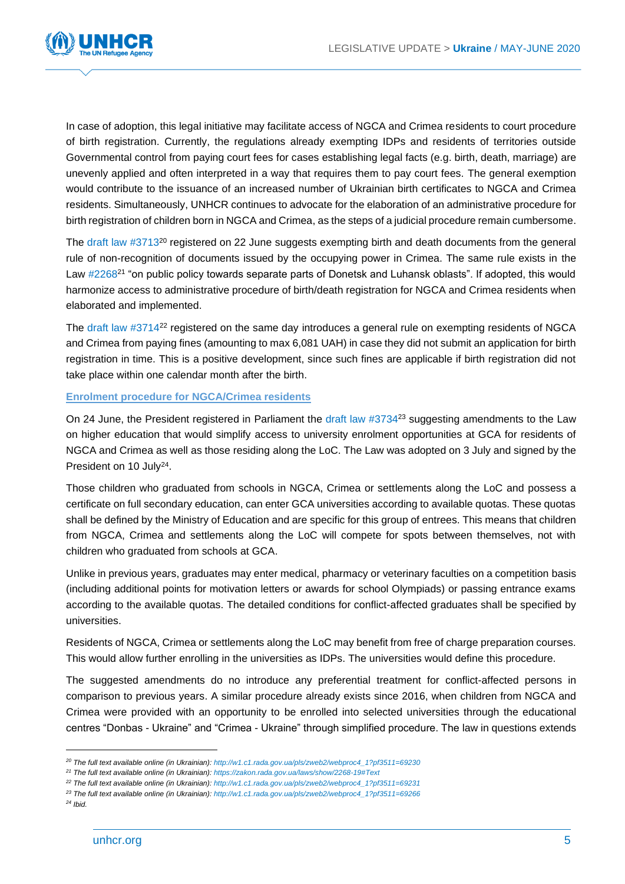In case of adoption, this legal initiative may facilitate access of NGCA and Crimea residents to court procedure of birth registration. Currently, the regulations already exempting IDPs and residents of territories outside Governmental control from paying court fees for cases establishing legal facts (e.g. birth, death, marriage) are unevenly applied and often interpreted in a way that requires them to pay court fees. The general exemption would contribute to the issuance of an increased number of Ukrainian birth certificates to NGCA and Crimea residents. Simultaneously, UNHCR continues to advocate for the elaboration of an administrative procedure for birth registration of children born in NGCA and Crimea, as the steps of a judicial procedure remain cumbersome.

The draft law #3713[20] registered on 22 June suggests exempting birth and death documents from the general rule of non-recognition of documents issued by the occupying power in Crimea. The same rule exists in the Law #2268[21] "on public policy towards separate parts of Donetsk and Luhansk oblasts". If adopted, this would harmonize access to administrative procedure of birth/death registration for NGCA and Crimea residents when elaborated and implemented.

The draft law #3714[22] registered on the same day introduces a general rule on exempting residents of NGCA and Crimea from paying fines (amounting to max 6,081 UAH) in case they did not submit an application for birth registration in time. This is a positive development, since such fines are applicable if birth registration did not take place within one calendar month after the birth.

**Enrolment procedure for NGCA/Crimea residents**

On 24 June, the President registered in Parliament the draft law #3734[23] suggesting amendments to the Law on higher education that would simplify access to university enrolment opportunities at GCA for residents of NGCA and Crimea as well as those residing along the LoC. The Law was adopted on 3 July and signed by the President on 10 July[24].

Those children who graduated from schools in NGCA, Crimea or settlements along the LoC and possess a certificate on full secondary education, can enter GCA universities according to available quotas. These quotas shall be defined by the Ministry of Education and are specific for this group of entrees. This means that children from NGCA, Crimea and settlements along the LoC will compete for spots between themselves, not with children who graduated from schools at GCA.

Unlike in previous years, graduates may enter medical, pharmacy or veterinary faculties on a competition basis (including additional points for motivation letters or awards for school Olympiads) or passing entrance exams according to the available quotas. The detailed conditions for conflict-affected graduates shall be specified by universities.

Residents of NGCA, Crimea or settlements along the LoC may benefit from free of charge preparation courses. This would allow further enrolling in the universities as IDPs. The universities would define this procedure.

The suggested amendments do no introduce any preferential treatment for conflict-affected persons in comparison to previous years. A similar procedure already exists since 2016, when children from NGCA and Crimea were provided with an opportunity to be enrolled into selected universities through the educational centres "Donbas - Ukraine" and "Crimea - Ukraine" through simplified procedure. The law in questions extends

---

[20] *The full text available online (in Ukrainian): http://w1.c1.rada.gov.ua/pls/zweb2/webproc4_1?pf3511=69230*

[21] *The full text available online (in Ukrainian): https://zakon.rada.gov.ua/laws/show/2268-19#Text*

[22] *The full text available online (in Ukrainian): http://w1.c1.rada.gov.ua/pls/zweb2/webproc4_1?pf3511=69231*

[23] *The full text available online (in Ukrainian): http://w1.c1.rada.gov.ua/pls/zweb2/webproc4_1?pf3511=69266*

[24] *Ibid.*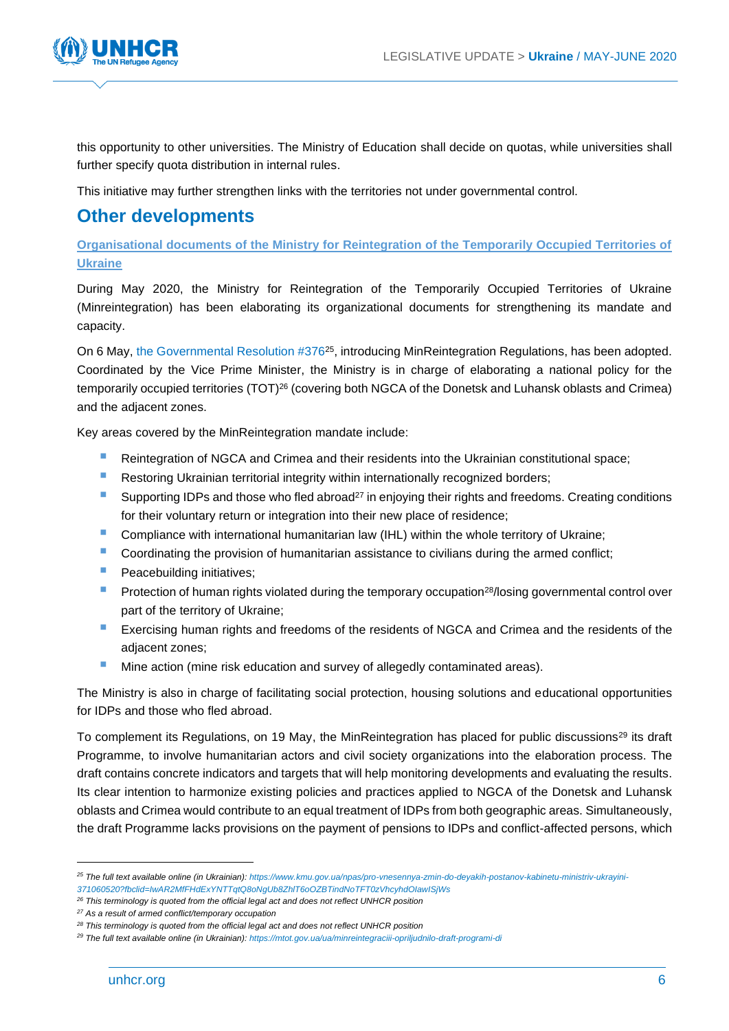this opportunity to other universities. The Ministry of Education shall decide on quotas, while universities shall further specify quota distribution in internal rules.

This initiative may further strengthen links with the territories not under governmental control.

## Other developments

### Organisational documents of the Ministry for Reintegration of the Temporarily Occupied Territories of Ukraine

During May 2020, the Ministry for Reintegration of the Temporarily Occupied Territories of Ukraine (Minreintegration) has been elaborating its organizational documents for strengthening its mandate and capacity.

On 6 May, the Governmental Resolution #376[25], introducing MinReintegration Regulations, has been adopted. Coordinated by the Vice Prime Minister, the Ministry is in charge of elaborating a national policy for the temporarily occupied territories (TOT)[26] (covering both NGCA of the Donetsk and Luhansk oblasts and Crimea) and the adjacent zones.

Key areas covered by the MinReintegration mandate include:

- Reintegration of NGCA and Crimea and their residents into the Ukrainian constitutional space;
- Restoring Ukrainian territorial integrity within internationally recognized borders;
- Supporting IDPs and those who fled abroad[27] in enjoying their rights and freedoms. Creating conditions for their voluntary return or integration into their new place of residence;
- Compliance with international humanitarian law (IHL) within the whole territory of Ukraine;
- Coordinating the provision of humanitarian assistance to civilians during the armed conflict;
- Peacebuilding initiatives;
- Protection of human rights violated during the temporary occupation[28]/losing governmental control over part of the territory of Ukraine;
- Exercising human rights and freedoms of the residents of NGCA and Crimea and the residents of the adjacent zones;
- Mine action (mine risk education and survey of allegedly contaminated areas).

The Ministry is also in charge of facilitating social protection, housing solutions and educational opportunities for IDPs and those who fled abroad.

To complement its Regulations, on 19 May, the MinReintegration has placed for public discussions[29] its draft Programme, to involve humanitarian actors and civil society organizations into the elaboration process. The draft contains concrete indicators and targets that will help monitoring developments and evaluating the results. Its clear intention to harmonize existing policies and practices applied to NGCA of the Donetsk and Luhansk oblasts and Crimea would contribute to an equal treatment of IDPs from both geographic areas. Simultaneously, the draft Programme lacks provisions on the payment of pensions to IDPs and conflict-affected persons, which

---

*[25] The full text available online (in Ukrainian): https://www.kmu.gov.ua/npas/pro-vnesennya-zmin-do-deyakih-postanov-kabinetu-ministriv-ukrayini-371060520?fbclid=IwAR2MfFHdExYNTTqtQ8oNgUb8ZhlT6oOZBTindNoTFT0zVhcyhdOlawISjWs*

*[26] This terminology is quoted from the official legal act and does not reflect UNHCR position*

*[27] As a result of armed conflict/temporary occupation*

*[28] This terminology is quoted from the official legal act and does not reflect UNHCR position*

*[29] The full text available online (in Ukrainian): https://mtot.gov.ua/ua/minreintegraciii-opriljudnilo-draft-programi-di*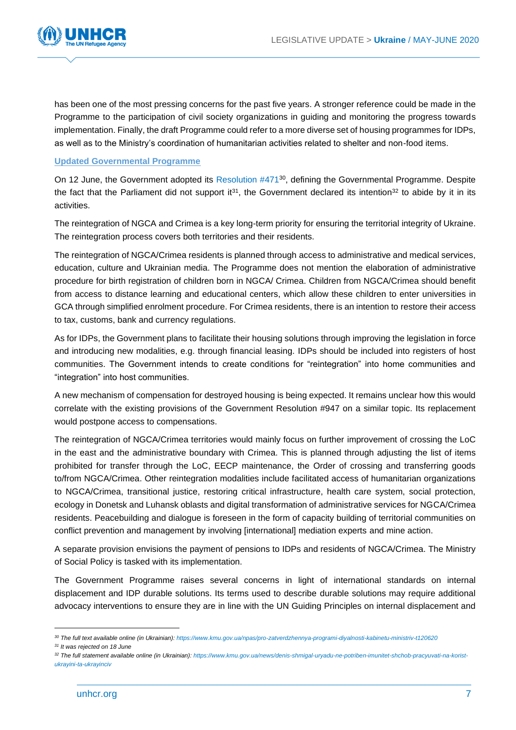has been one of the most pressing concerns for the past five years. A stronger reference could be made in the Programme to the participation of civil society organizations in guiding and monitoring the progress towards implementation. Finally, the draft Programme could refer to a more diverse set of housing programmes for IDPs, as well as to the Ministry's coordination of humanitarian activities related to shelter and non-food items.

### Updated Governmental Programme

On 12 June, the Government adopted its Resolution #471[30], defining the Governmental Programme. Despite the fact that the Parliament did not support it[31], the Government declared its intention[32] to abide by it in its activities.

The reintegration of NGCA and Crimea is a key long-term priority for ensuring the territorial integrity of Ukraine. The reintegration process covers both territories and their residents.

The reintegration of NGCA/Crimea residents is planned through access to administrative and medical services, education, culture and Ukrainian media. The Programme does not mention the elaboration of administrative procedure for birth registration of children born in NGCA/ Crimea. Children from NGCA/Crimea should benefit from access to distance learning and educational centers, which allow these children to enter universities in GCA through simplified enrolment procedure. For Crimea residents, there is an intention to restore their access to tax, customs, bank and currency regulations.

As for IDPs, the Government plans to facilitate their housing solutions through improving the legislation in force and introducing new modalities, e.g. through financial leasing. IDPs should be included into registers of host communities. The Government intends to create conditions for "reintegration" into home communities and "integration" into host communities.

A new mechanism of compensation for destroyed housing is being expected. It remains unclear how this would correlate with the existing provisions of the Government Resolution #947 on a similar topic. Its replacement would postpone access to compensations.

The reintegration of NGCA/Crimea territories would mainly focus on further improvement of crossing the LoC in the east and the administrative boundary with Crimea. This is planned through adjusting the list of items prohibited for transfer through the LoC, EECP maintenance, the Order of crossing and transferring goods to/from NGCA/Crimea. Other reintegration modalities include facilitated access of humanitarian organizations to NGCA/Crimea, transitional justice, restoring critical infrastructure, health care system, social protection, ecology in Donetsk and Luhansk oblasts and digital transformation of administrative services for NGCA/Crimea residents. Peacebuilding and dialogue is foreseen in the form of capacity building of territorial communities on conflict prevention and management by involving [international] mediation experts and mine action.

A separate provision envisions the payment of pensions to IDPs and residents of NGCA/Crimea. The Ministry of Social Policy is tasked with its implementation.

The Government Programme raises several concerns in light of international standards on internal displacement and IDP durable solutions. Its terms used to describe durable solutions may require additional advocacy interventions to ensure they are in line with the UN Guiding Principles on internal displacement and

---

*[30] The full text available online (in Ukrainian): https://www.kmu.gov.ua/npas/pro-zatverdzhennya-programi-diyalnosti-kabinetu-ministriv-t120620*

*[31] It was rejected on 18 June*

*[32] The full statement available online (in Ukrainian): https://www.kmu.gov.ua/news/denis-shmigal-uryadu-ne-potriben-imunitet-shchob-pracyuvati-na-korist-ukrayini-ta-ukrayinciv*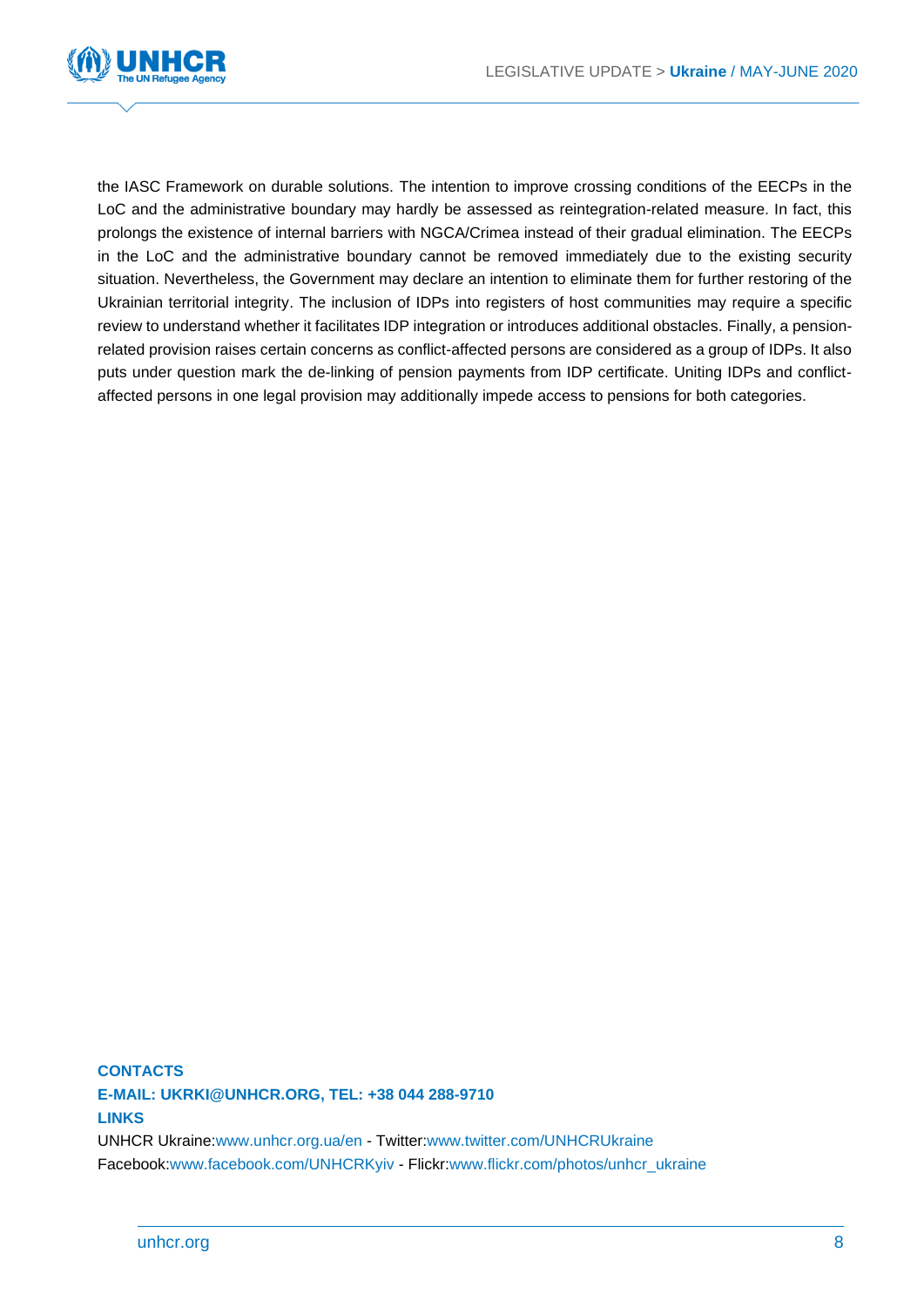the IASC Framework on durable solutions. The intention to improve crossing conditions of the EECPs in the LoC and the administrative boundary may hardly be assessed as reintegration-related measure. In fact, this prolongs the existence of internal barriers with NGCA/Crimea instead of their gradual elimination. The EECPs in the LoC and the administrative boundary cannot be removed immediately due to the existing security situation. Nevertheless, the Government may declare an intention to eliminate them for further restoring of the Ukrainian territorial integrity. The inclusion of IDPs into registers of host communities may require a specific review to understand whether it facilitates IDP integration or introduces additional obstacles. Finally, a pension-related provision raises certain concerns as conflict-affected persons are considered as a group of IDPs. It also puts under question mark the de-linking of pension payments from IDP certificate. Uniting IDPs and conflict-affected persons in one legal provision may additionally impede access to pensions for both categories.

**CONTACTS**

**E-MAIL: UKRKI@UNHCR.ORG, TEL: +38 044 288-9710**

**LINKS**

UNHCR Ukraine:www.unhcr.org.ua/en - Twitter:www.twitter.com/UNHCRUkraine
Facebook:www.facebook.com/UNHCRKyiv - Flickr:www.flickr.com/photos/unhcr_ukraine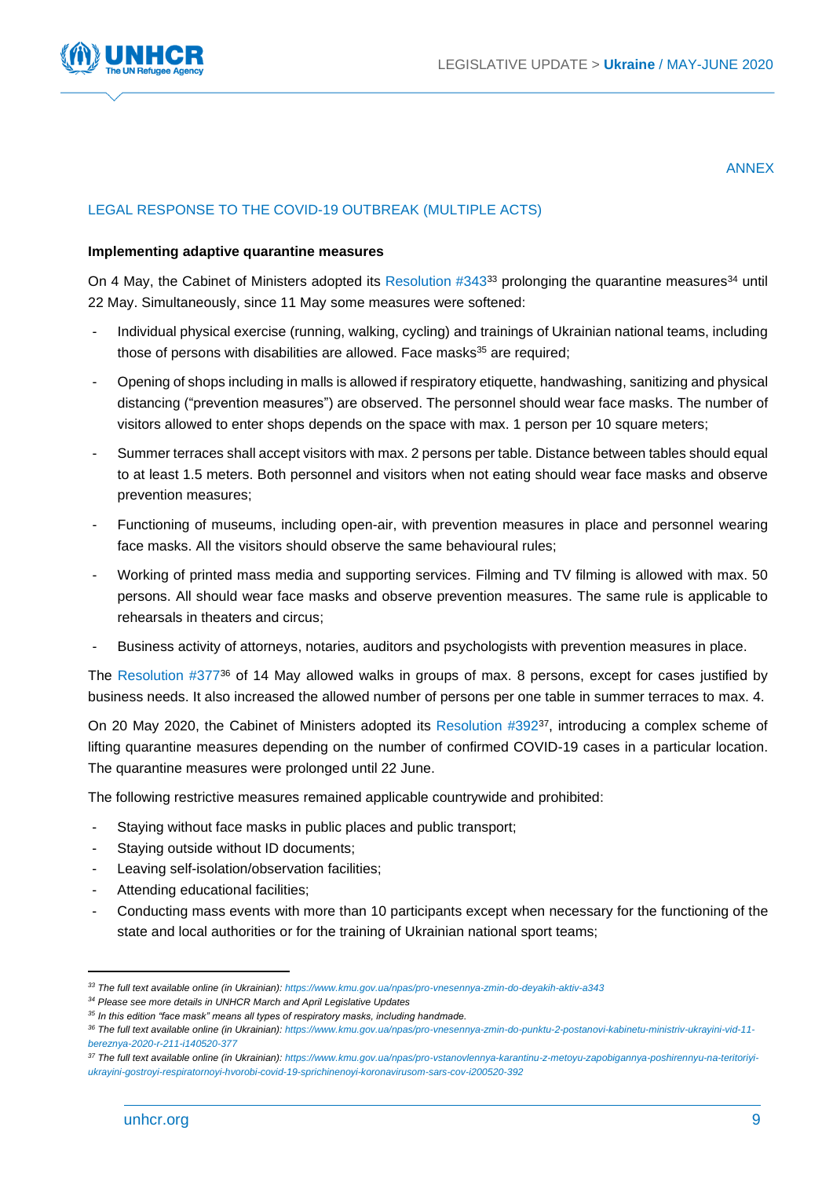ANNEX

## LEGAL RESPONSE TO THE COVID-19 OUTBREAK (MULTIPLE ACTS)

**Implementing adaptive quarantine measures**

On 4 May, the Cabinet of Ministers adopted its Resolution #343[33] prolonging the quarantine measures[34] until 22 May. Simultaneously, since 11 May some measures were softened:

- Individual physical exercise (running, walking, cycling) and trainings of Ukrainian national teams, including those of persons with disabilities are allowed. Face masks[35] are required;
- Opening of shops including in malls is allowed if respiratory etiquette, handwashing, sanitizing and physical distancing ("prevention measures") are observed. The personnel should wear face masks. The number of visitors allowed to enter shops depends on the space with max. 1 person per 10 square meters;
- Summer terraces shall accept visitors with max. 2 persons per table. Distance between tables should equal to at least 1.5 meters. Both personnel and visitors when not eating should wear face masks and observe prevention measures;
- Functioning of museums, including open-air, with prevention measures in place and personnel wearing face masks. All the visitors should observe the same behavioural rules;
- Working of printed mass media and supporting services. Filming and TV filming is allowed with max. 50 persons. All should wear face masks and observe prevention measures. The same rule is applicable to rehearsals in theaters and circus;
- Business activity of attorneys, notaries, auditors and psychologists with prevention measures in place.

The Resolution #377[36] of 14 May allowed walks in groups of max. 8 persons, except for cases justified by business needs. It also increased the allowed number of persons per one table in summer terraces to max. 4.

On 20 May 2020, the Cabinet of Ministers adopted its Resolution #392[37], introducing a complex scheme of lifting quarantine measures depending on the number of confirmed COVID-19 cases in a particular location. The quarantine measures were prolonged until 22 June.

The following restrictive measures remained applicable countrywide and prohibited:

- Staying without face masks in public places and public transport;
- Staying outside without ID documents;
- Leaving self-isolation/observation facilities;
- Attending educational facilities;
- Conducting mass events with more than 10 participants except when necessary for the functioning of the state and local authorities or for the training of Ukrainian national sport teams;

---

[33] *The full text available online (in Ukrainian): https://www.kmu.gov.ua/npas/pro-vnesennya-zmin-do-deyakih-aktiv-a343*

[34] *Please see more details in UNHCR March and April Legislative Updates*

[35] *In this edition "face mask" means all types of respiratory masks, including handmade.*

[36] *The full text available online (in Ukrainian): https://www.kmu.gov.ua/npas/pro-vnesennya-zmin-do-punktu-2-postanovi-kabinetu-ministriv-ukrayini-vid-11-bereznya-2020-r-211-i140520-377*

[37] *The full text available online (in Ukrainian): https://www.kmu.gov.ua/npas/pro-vstanovlennya-karantinu-z-metoyu-zapobigannya-poshirennyu-na-teritoriyi-ukrayini-gostroyi-respiratornoyi-hvorobi-covid-19-sprichinenoyi-koronavirusom-sars-cov-i200520-392*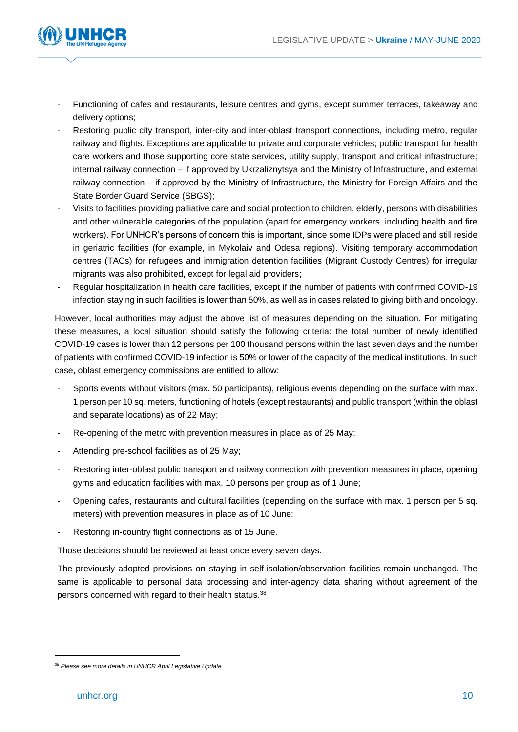- Functioning of cafes and restaurants, leisure centres and gyms, except summer terraces, takeaway and delivery options;
- Restoring public city transport, inter-city and inter-oblast transport connections, including metro, regular railway and flights. Exceptions are applicable to private and corporate vehicles; public transport for health care workers and those supporting core state services, utility supply, transport and critical infrastructure; internal railway connection – if approved by Ukrzaliznytsya and the Ministry of Infrastructure, and external railway connection – if approved by the Ministry of Infrastructure, the Ministry for Foreign Affairs and the State Border Guard Service (SBGS);
- Visits to facilities providing palliative care and social protection to children, elderly, persons with disabilities and other vulnerable categories of the population (apart for emergency workers, including health and fire workers). For UNHCR's persons of concern this is important, since some IDPs were placed and still reside in geriatric facilities (for example, in Mykolaiv and Odesa regions). Visiting temporary accommodation centres (TACs) for refugees and immigration detention facilities (Migrant Custody Centres) for irregular migrants was also prohibited, except for legal aid providers;
- Regular hospitalization in health care facilities, except if the number of patients with confirmed COVID-19 infection staying in such facilities is lower than 50%, as well as in cases related to giving birth and oncology.

However, local authorities may adjust the above list of measures depending on the situation. For mitigating these measures, a local situation should satisfy the following criteria: the total number of newly identified COVID-19 cases is lower than 12 persons per 100 thousand persons within the last seven days and the number of patients with confirmed COVID-19 infection is 50% or lower of the capacity of the medical institutions. In such case, oblast emergency commissions are entitled to allow:

- Sports events without visitors (max. 50 participants), religious events depending on the surface with max. 1 person per 10 sq. meters, functioning of hotels (except restaurants) and public transport (within the oblast and separate locations) as of 22 May;
- Re-opening of the metro with prevention measures in place as of 25 May;
- Attending pre-school facilities as of 25 May;
- Restoring inter-oblast public transport and railway connection with prevention measures in place, opening gyms and education facilities with max. 10 persons per group as of 1 June;
- Opening cafes, restaurants and cultural facilities (depending on the surface with max. 1 person per 5 sq. meters) with prevention measures in place as of 10 June;
- Restoring in-country flight connections as of 15 June.

Those decisions should be reviewed at least once every seven days.

The previously adopted provisions on staying in self-isolation/observation facilities remain unchanged. The same is applicable to personal data processing and inter-agency data sharing without agreement of the persons concerned with regard to their health status.[38]

---

[38] *Please see more details in UNHCR April Legislative Update*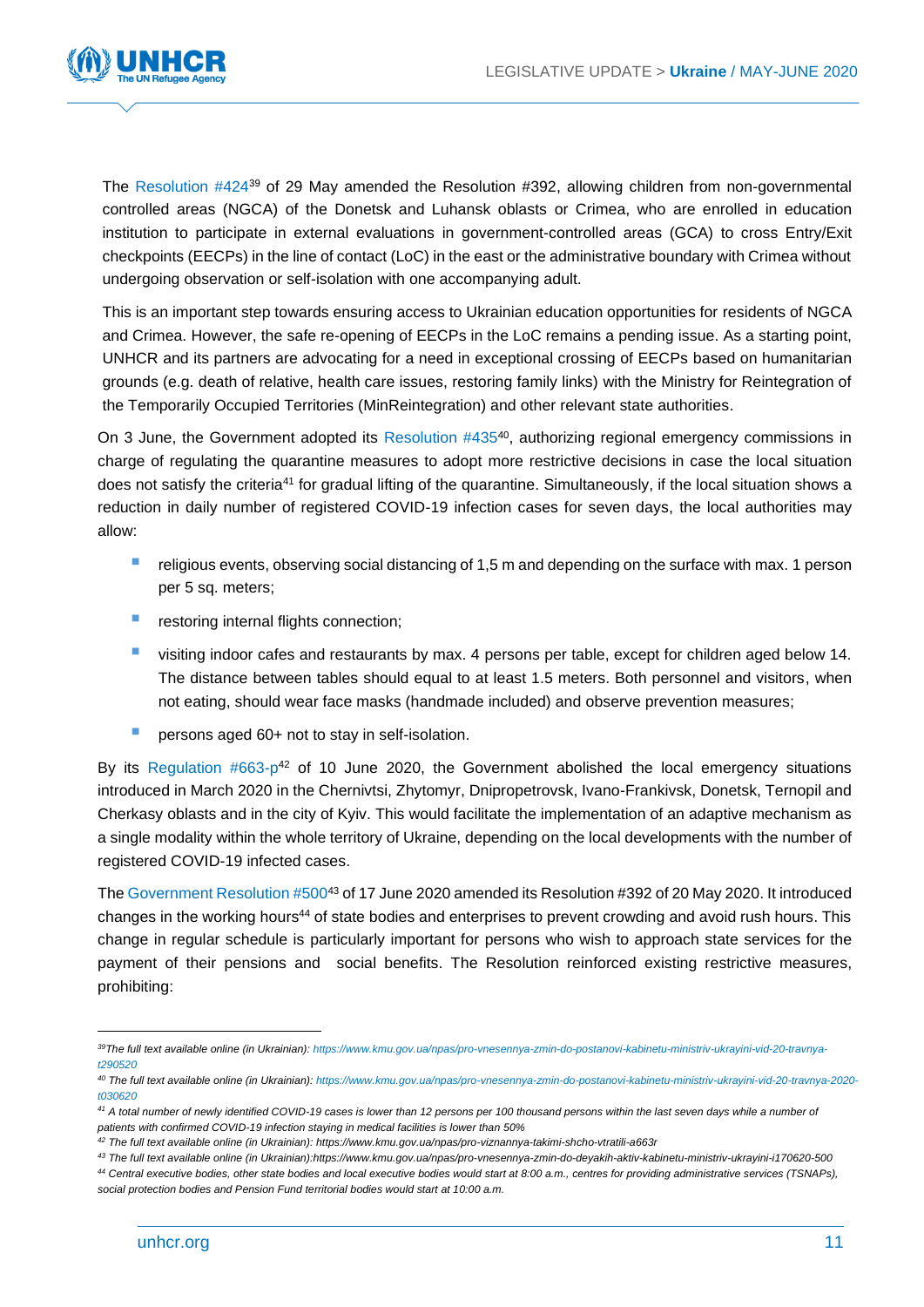The Resolution #424[39] of 29 May amended the Resolution #392, allowing children from non-governmental controlled areas (NGCA) of the Donetsk and Luhansk oblasts or Crimea, who are enrolled in education institution to participate in external evaluations in government-controlled areas (GCA) to cross Entry/Exit checkpoints (EECPs) in the line of contact (LoC) in the east or the administrative boundary with Crimea without undergoing observation or self-isolation with one accompanying adult.

This is an important step towards ensuring access to Ukrainian education opportunities for residents of NGCA and Crimea. However, the safe re-opening of EECPs in the LoC remains a pending issue. As a starting point, UNHCR and its partners are advocating for a need in exceptional crossing of EECPs based on humanitarian grounds (e.g. death of relative, health care issues, restoring family links) with the Ministry for Reintegration of the Temporarily Occupied Territories (MinReintegration) and other relevant state authorities.

On 3 June, the Government adopted its Resolution #435[40], authorizing regional emergency commissions in charge of regulating the quarantine measures to adopt more restrictive decisions in case the local situation does not satisfy the criteria[41] for gradual lifting of the quarantine. Simultaneously, if the local situation shows a reduction in daily number of registered COVID-19 infection cases for seven days, the local authorities may allow:

- religious events, observing social distancing of 1,5 m and depending on the surface with max. 1 person per 5 sq. meters;
- restoring internal flights connection;
- visiting indoor cafes and restaurants by max. 4 persons per table, except for children aged below 14. The distance between tables should equal to at least 1.5 meters. Both personnel and visitors, when not eating, should wear face masks (handmade included) and observe prevention measures;
- persons aged 60+ not to stay in self-isolation.

By its Regulation #663-p[42] of 10 June 2020, the Government abolished the local emergency situations introduced in March 2020 in the Chernivtsi, Zhytomyr, Dnipropetrovsk, Ivano-Frankivsk, Donetsk, Ternopil and Cherkasy oblasts and in the city of Kyiv. This would facilitate the implementation of an adaptive mechanism as a single modality within the whole territory of Ukraine, depending on the local developments with the number of registered COVID-19 infected cases.

The Government Resolution #500[43] of 17 June 2020 amended its Resolution #392 of 20 May 2020. It introduced changes in the working hours[44] of state bodies and enterprises to prevent crowding and avoid rush hours. This change in regular schedule is particularly important for persons who wish to approach state services for the payment of their pensions and social benefits. The Resolution reinforced existing restrictive measures, prohibiting:

---

[39] *The full text available online (in Ukrainian): https://www.kmu.gov.ua/npas/pro-vnesennya-zmin-do-postanovi-kabinetu-ministriv-ukrayini-vid-20-travnya-t290520*

[40] *The full text available online (in Ukrainian): https://www.kmu.gov.ua/npas/pro-vnesennya-zmin-do-postanovi-kabinetu-ministriv-ukrayini-vid-20-travnya-2020-t030620*

[41] *A total number of newly identified COVID-19 cases is lower than 12 persons per 100 thousand persons within the last seven days while a number of patients with confirmed COVID-19 infection staying in medical facilities is lower than 50%*

[42] *The full text available online (in Ukrainian): https://www.kmu.gov.ua/npas/pro-viznannya-takimi-shcho-vtratili-a663r*

[43] *The full text available online (in Ukrainian):https://www.kmu.gov.ua/npas/pro-vnesennya-zmin-do-deyakih-aktiv-kabinetu-ministriv-ukrayini-i170620-500*

[44] *Central executive bodies, other state bodies and local executive bodies would start at 8:00 a.m., centres for providing administrative services (TSNAPs), social protection bodies and Pension Fund territorial bodies would start at 10:00 a.m.*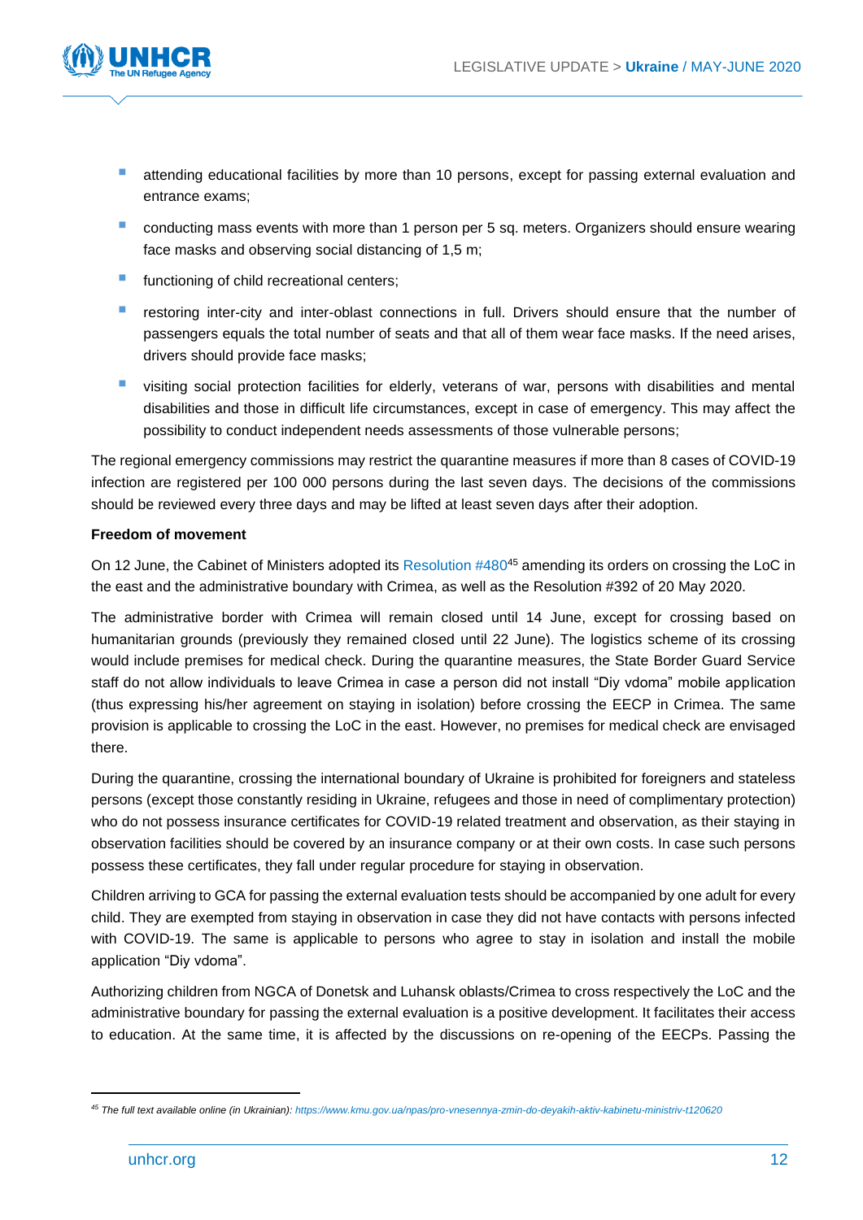- attending educational facilities by more than 10 persons, except for passing external evaluation and entrance exams;
- conducting mass events with more than 1 person per 5 sq. meters. Organizers should ensure wearing face masks and observing social distancing of 1,5 m;
- functioning of child recreational centers;
- restoring inter-city and inter-oblast connections in full. Drivers should ensure that the number of passengers equals the total number of seats and that all of them wear face masks. If the need arises, drivers should provide face masks;
- visiting social protection facilities for elderly, veterans of war, persons with disabilities and mental disabilities and those in difficult life circumstances, except in case of emergency. This may affect the possibility to conduct independent needs assessments of those vulnerable persons;

The regional emergency commissions may restrict the quarantine measures if more than 8 cases of COVID-19 infection are registered per 100 000 persons during the last seven days. The decisions of the commissions should be reviewed every three days and may be lifted at least seven days after their adoption.

**Freedom of movement**

On 12 June, the Cabinet of Ministers adopted its Resolution #480[45] amending its orders on crossing the LoC in the east and the administrative boundary with Crimea, as well as the Resolution #392 of 20 May 2020.

The administrative border with Crimea will remain closed until 14 June, except for crossing based on humanitarian grounds (previously they remained closed until 22 June). The logistics scheme of its crossing would include premises for medical check. During the quarantine measures, the State Border Guard Service staff do not allow individuals to leave Crimea in case a person did not install "Diy vdoma" mobile application (thus expressing his/her agreement on staying in isolation) before crossing the EECP in Crimea. The same provision is applicable to crossing the LoC in the east. However, no premises for medical check are envisaged there.

During the quarantine, crossing the international boundary of Ukraine is prohibited for foreigners and stateless persons (except those constantly residing in Ukraine, refugees and those in need of complimentary protection) who do not possess insurance certificates for COVID-19 related treatment and observation, as their staying in observation facilities should be covered by an insurance company or at their own costs. In case such persons possess these certificates, they fall under regular procedure for staying in observation.

Children arriving to GCA for passing the external evaluation tests should be accompanied by one adult for every child. They are exempted from staying in observation in case they did not have contacts with persons infected with COVID-19. The same is applicable to persons who agree to stay in isolation and install the mobile application "Diy vdoma".

Authorizing children from NGCA of Donetsk and Luhansk oblasts/Crimea to cross respectively the LoC and the administrative boundary for passing the external evaluation is a positive development. It facilitates their access to education. At the same time, it is affected by the discussions on re-opening of the EECPs. Passing the

---

[45] *The full text available online (in Ukrainian): https://www.kmu.gov.ua/npas/pro-vnesennya-zmin-do-deyakih-aktiv-kabinetu-ministriv-t120620*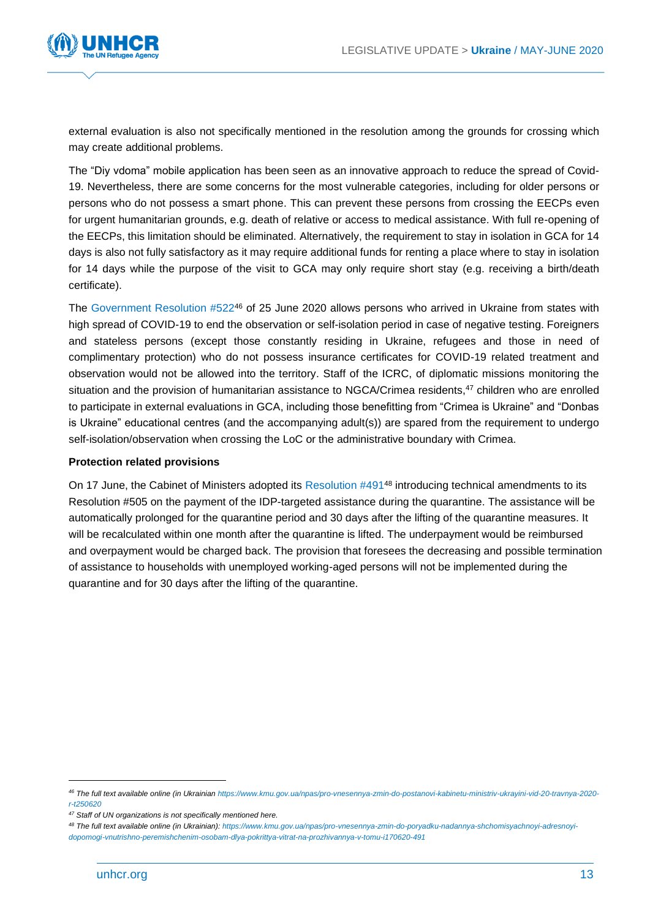external evaluation is also not specifically mentioned in the resolution among the grounds for crossing which may create additional problems.

The "Diy vdoma" mobile application has been seen as an innovative approach to reduce the spread of Covid-19. Nevertheless, there are some concerns for the most vulnerable categories, including for older persons or persons who do not possess a smart phone. This can prevent these persons from crossing the EECPs even for urgent humanitarian grounds, e.g. death of relative or access to medical assistance. With full re-opening of the EECPs, this limitation should be eliminated. Alternatively, the requirement to stay in isolation in GCA for 14 days is also not fully satisfactory as it may require additional funds for renting a place where to stay in isolation for 14 days while the purpose of the visit to GCA may only require short stay (e.g. receiving a birth/death certificate).

The Government Resolution #522[46] of 25 June 2020 allows persons who arrived in Ukraine from states with high spread of COVID-19 to end the observation or self-isolation period in case of negative testing. Foreigners and stateless persons (except those constantly residing in Ukraine, refugees and those in need of complimentary protection) who do not possess insurance certificates for COVID-19 related treatment and observation would not be allowed into the territory. Staff of the ICRC, of diplomatic missions monitoring the situation and the provision of humanitarian assistance to NGCA/Crimea residents,[47] children who are enrolled to participate in external evaluations in GCA, including those benefitting from "Crimea is Ukraine" and "Donbas is Ukraine" educational centres (and the accompanying adult(s)) are spared from the requirement to undergo self-isolation/observation when crossing the LoC or the administrative boundary with Crimea.

**Protection related provisions**

On 17 June, the Cabinet of Ministers adopted its Resolution #491[48] introducing technical amendments to its Resolution #505 on the payment of the IDP-targeted assistance during the quarantine. The assistance will be automatically prolonged for the quarantine period and 30 days after the lifting of the quarantine measures. It will be recalculated within one month after the quarantine is lifted. The underpayment would be reimbursed and overpayment would be charged back. The provision that foresees the decreasing and possible termination of assistance to households with unemployed working-aged persons will not be implemented during the quarantine and for 30 days after the lifting of the quarantine.

---

*[46] The full text available online (in Ukrainian https://www.kmu.gov.ua/npas/pro-vnesennya-zmin-do-postanovi-kabinetu-ministriv-ukrayini-vid-20-travnya-2020-r-t250620*

*[47] Staff of UN organizations is not specifically mentioned here.*

*[48] The full text available online (in Ukrainian): https://www.kmu.gov.ua/npas/pro-vnesennya-zmin-do-poryadku-nadannya-shchomisyachnoyi-adresnoyi-dopomogi-vnutrishno-peremishchenim-osobam-dlya-pokrittya-vitrat-na-prozhivannya-v-tomu-i170620-491*